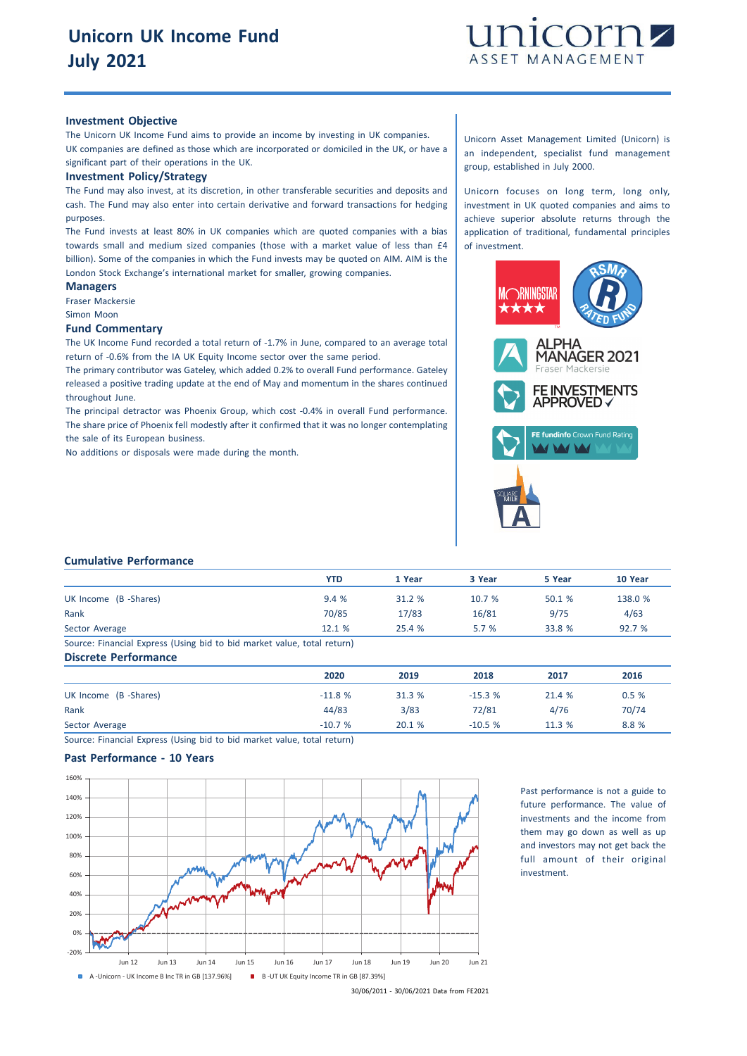# Unicorn UK Income Fund
# July 2021

unicorn ASSET MANAGEMENT

### Investment Objective

The Unicorn UK Income Fund aims to provide an income by investing in UK companies.
UK companies are defined as those which are incorporated or domiciled in the UK, or have a significant part of their operations in the UK.

### Investment Policy/Strategy

The Fund may also invest, at its discretion, in other transferable securities and deposits and cash. The Fund may also enter into certain derivative and forward transactions for hedging purposes.

The Fund invests at least 80% in UK companies which are quoted companies with a bias towards small and medium sized companies (those with a market value of less than £4 billion). Some of the companies in which the Fund invests may be quoted on AIM. AIM is the London Stock Exchange's international market for smaller, growing companies.

### Managers

Fraser Mackersie
Simon Moon

### Fund Commentary

The UK Income Fund recorded a total return of -1.7% in June, compared to an average total return of -0.6% from the IA UK Equity Income sector over the same period.

The primary contributor was Gateley, which added 0.2% to overall Fund performance. Gateley released a positive trading update at the end of May and momentum in the shares continued throughout June.

The principal detractor was Phoenix Group, which cost -0.4% in overall Fund performance. The share price of Phoenix fell modestly after it confirmed that it was no longer contemplating the sale of its European business.

No additions or disposals were made during the month.

Unicorn Asset Management Limited (Unicorn) is an independent, specialist fund management group, established in July 2000.

Unicorn focuses on long term, long only, investment in UK quoted companies and aims to achieve superior absolute returns through the application of traditional, fundamental principles of investment.

### Cumulative Performance

| | YTD | 1 Year | 3 Year | 5 Year | 10 Year |
|---|---|---|---|---|---|
| UK Income (B -Shares) | 9.4 % | 31.2 % | 10.7 % | 50.1 % | 138.0 % |
| Rank | 70/85 | 17/83 | 16/81 | 9/75 | 4/63 |
| Sector Average | 12.1 % | 25.4 % | 5.7 % | 33.8 % | 92.7 % |

Source: Financial Express (Using bid to bid market value, total return)

### Discrete Performance

| | 2020 | 2019 | 2018 | 2017 | 2016 |
|---|---|---|---|---|---|
| UK Income (B -Shares) | -11.8 % | 31.3 % | -15.3 % | 21.4 % | 0.5 % |
| Rank | 44/83 | 3/83 | 72/81 | 4/76 | 70/74 |
| Sector Average | -10.7 % | 20.1 % | -10.5 % | 11.3 % | 8.8 % |

Source: Financial Express (Using bid to bid market value, total return)

### Past Performance - 10 Years

A -Unicorn - UK Income B Inc TR in GB [137.96%]   B -UT UK Equity Income TR in GB [87.39%]

30/06/2011 - 30/06/2021 Data from FE2021

Past performance is not a guide to future performance. The value of investments and the income from them may go down as well as up and investors may not get back the full amount of their original investment.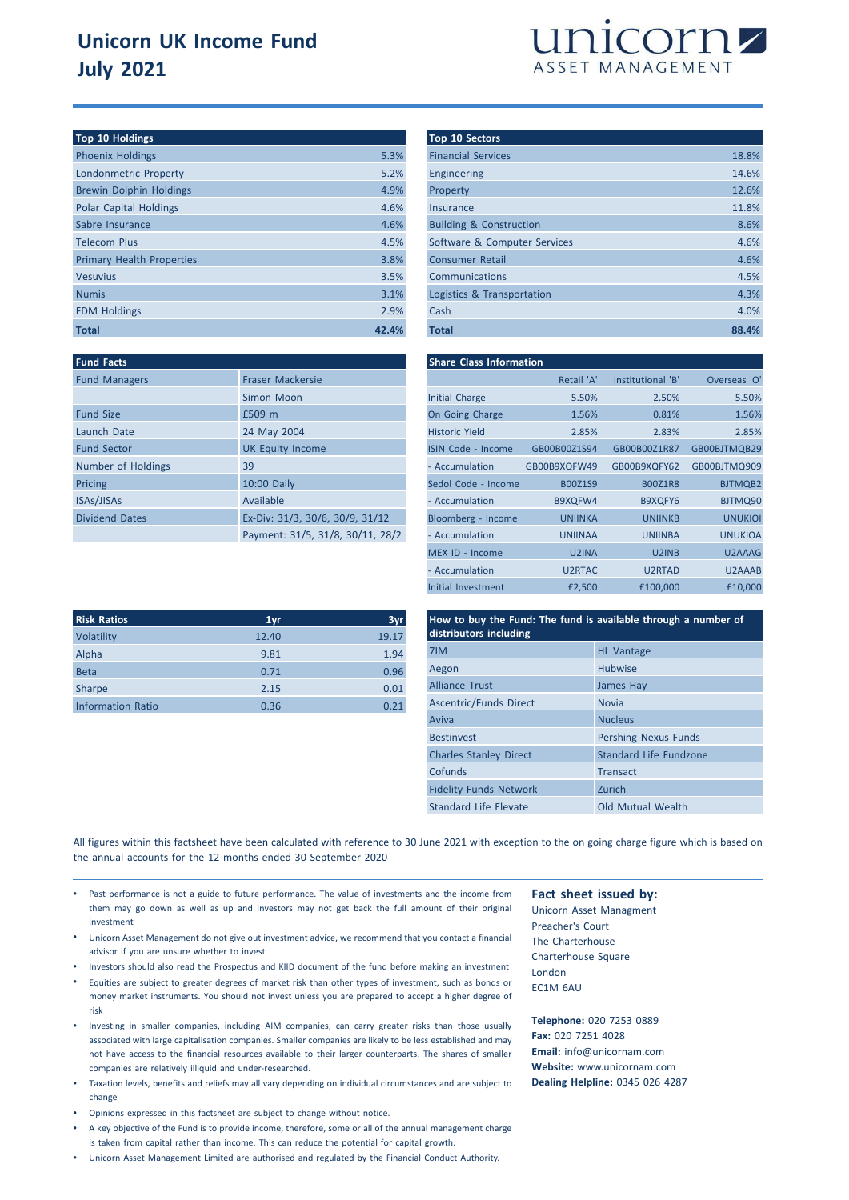# Unicorn UK Income Fund
# July 2021

| Top 10 Holdings | |
|---|---|
| Phoenix Holdings | 5.3% |
| Londonmetric Property | 5.2% |
| Brewin Dolphin Holdings | 4.9% |
| Polar Capital Holdings | 4.6% |
| Sabre Insurance | 4.6% |
| Telecom Plus | 4.5% |
| Primary Health Properties | 3.8% |
| Vesuvius | 3.5% |
| Numis | 3.1% |
| FDM Holdings | 2.9% |
| **Total** | **42.4%** |

| Top 10 Sectors | |
|---|---|
| Financial Services | 18.8% |
| Engineering | 14.6% |
| Property | 12.6% |
| Insurance | 11.8% |
| Building & Construction | 8.6% |
| Software & Computer Services | 4.6% |
| Consumer Retail | 4.6% |
| Communications | 4.5% |
| Logistics & Transportation | 4.3% |
| Cash | 4.0% |
| **Total** | **88.4%** |

| Fund Facts | |
|---|---|
| Fund Managers | Fraser Mackersie |
| | Simon Moon |
| Fund Size | £509 m |
| Launch Date | 24 May 2004 |
| Fund Sector | UK Equity Income |
| Number of Holdings | 39 |
| Pricing | 10:00 Daily |
| ISAs/JISAs | Available |
| Dividend Dates | Ex-Div: 31/3, 30/6, 30/9, 31/12 |
| | Payment: 31/5, 31/8, 30/11, 28/2 |

| Share Class Information | Retail 'A' | Institutional 'B' | Overseas 'O' |
|---|---|---|---|
| Initial Charge | 5.50% | 2.50% | 5.50% |
| On Going Charge | 1.56% | 0.81% | 1.56% |
| Historic Yield | 2.85% | 2.83% | 2.85% |
| ISIN Code - Income | GB00B00Z1S94 | GB00B00Z1R87 | GB00BJTMQB29 |
| - Accumulation | GB00B9XQFW49 | GB00B9XQFY62 | GB00BJTMQ909 |
| Sedol Code - Income | B00Z1S9 | B00Z1R8 | BJTMQB2 |
| - Accumulation | B9XQFW4 | B9XQFY6 | BJTMQ90 |
| Bloomberg - Income | UNIINKA | UNIINKB | UNUKIOI |
| - Accumulation | UNIINAA | UNIINBA | UNUKIOA |
| MEX ID - Income | U2INA | U2INB | U2AAAG |
| - Accumulation | U2RTAC | U2RTAD | U2AAAB |
| Initial Investment | £2,500 | £100,000 | £10,000 |

| Risk Ratios | 1yr | 3yr |
|---|---|---|
| Volatility | 12.40 | 19.17 |
| Alpha | 9.81 | 1.94 |
| Beta | 0.71 | 0.96 |
| Sharpe | 2.15 | 0.01 |
| Information Ratio | 0.36 | 0.21 |

| How to buy the Fund: The fund is available through a number of distributors including | |
|---|---|
| 7IM | HL Vantage |
| Aegon | Hubwise |
| Alliance Trust | James Hay |
| Ascentric/Funds Direct | Novia |
| Aviva | Nucleus |
| Bestinvest | Pershing Nexus Funds |
| Charles Stanley Direct | Standard Life Fundzone |
| Cofunds | Transact |
| Fidelity Funds Network | Zurich |
| Standard Life Elevate | Old Mutual Wealth |

All figures within this factsheet have been calculated with reference to 30 June 2021 with exception to the on going charge figure which is based on the annual accounts for the 12 months ended 30 September 2020

- Past performance is not a guide to future performance. The value of investments and the income from them may go down as well as up and investors may not get back the full amount of their original investment
- Unicorn Asset Management do not give out investment advice, we recommend that you contact a financial advisor if you are unsure whether to invest
- Investors should also read the Prospectus and KIID document of the fund before making an investment
- Equities are subject to greater degrees of market risk than other types of investment, such as bonds or money market instruments. You should not invest unless you are prepared to accept a higher degree of risk
- Investing in smaller companies, including AIM companies, can carry greater risks than those usually associated with large capitalisation companies. Smaller companies are likely to be less established and may not have access to the financial resources available to their larger counterparts. The shares of smaller companies are relatively illiquid and under-researched.
- Taxation levels, benefits and reliefs may all vary depending on individual circumstances and are subject to change
- Opinions expressed in this factsheet are subject to change without notice.
- A key objective of the Fund is to provide income, therefore, some or all of the annual management charge is taken from capital rather than income. This can reduce the potential for capital growth.
- Unicorn Asset Management Limited are authorised and regulated by the Financial Conduct Authority.

**Fact sheet issued by:**

Unicorn Asset Managment
Preacher's Court
The Charterhouse
Charterhouse Square
London
EC1M 6AU

**Telephone:** 020 7253 0889
**Fax:** 020 7251 4028
**Email:** info@unicornam.com
**Website:** www.unicornam.com
**Dealing Helpline:** 0345 026 4287